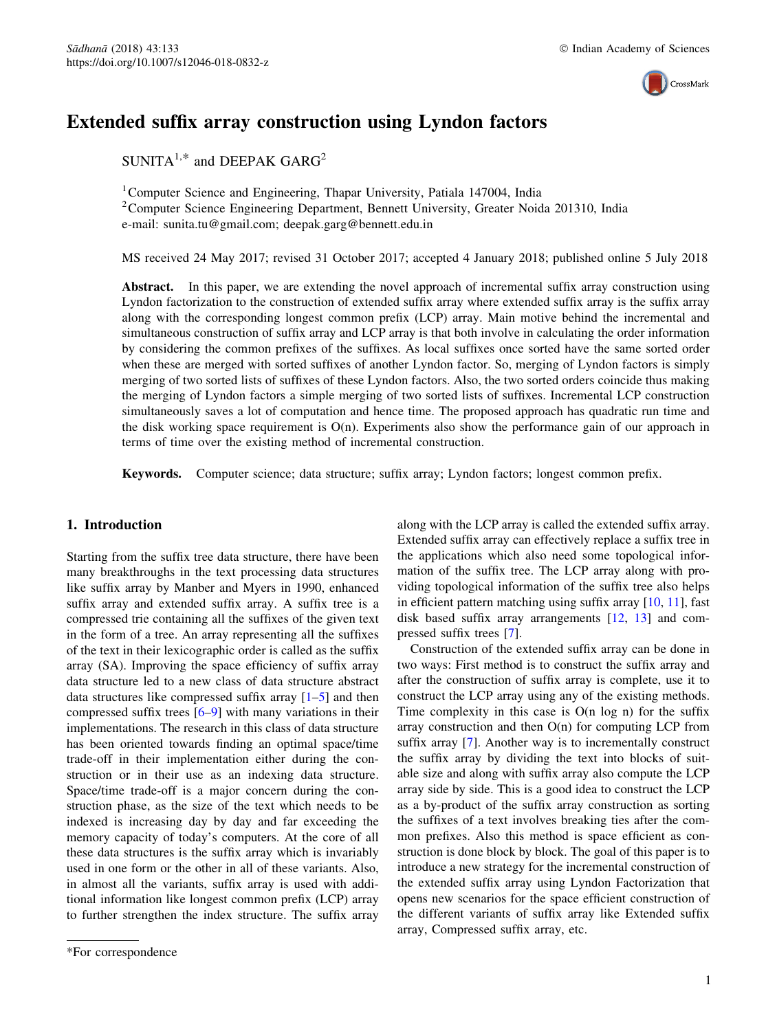Sādhanā (2018) 43:133
https://doi.org/10.1007/s12046-018-0832-z

© Indian Academy of Sciences

# Extended suffix array construction using Lyndon factors

SUNITA[1,*] and DEEPAK GARG[2]

[1] Computer Science and Engineering, Thapar University, Patiala 147004, India
[2] Computer Science Engineering Department, Bennett University, Greater Noida 201310, India
e-mail: sunita.tu@gmail.com; deepak.garg@bennett.edu.in

MS received 24 May 2017; revised 31 October 2017; accepted 4 January 2018; published online 5 July 2018

**Abstract.** In this paper, we are extending the novel approach of incremental suffix array construction using Lyndon factorization to the construction of extended suffix array where extended suffix array is the suffix array along with the corresponding longest common prefix (LCP) array. Main motive behind the incremental and simultaneous construction of suffix array and LCP array is that both involve in calculating the order information by considering the common prefixes of the suffixes. As local suffixes once sorted have the same sorted order when these are merged with sorted suffixes of another Lyndon factor. So, merging of Lyndon factors is simply merging of two sorted lists of suffixes of these Lyndon factors. Also, the two sorted orders coincide thus making the merging of Lyndon factors a simple merging of two sorted lists of suffixes. Incremental LCP construction simultaneously saves a lot of computation and hence time. The proposed approach has quadratic run time and the disk working space requirement is O(n). Experiments also show the performance gain of our approach in terms of time over the existing method of incremental construction.

**Keywords.** Computer science; data structure; suffix array; Lyndon factors; longest common prefix.

## 1. Introduction

Starting from the suffix tree data structure, there have been many breakthroughs in the text processing data structures like suffix array by Manber and Myers in 1990, enhanced suffix array and extended suffix array. A suffix tree is a compressed trie containing all the suffixes of the given text in the form of a tree. An array representing all the suffixes of the text in their lexicographic order is called as the suffix array (SA). Improving the space efficiency of suffix array data structure led to a new class of data structure abstract data structures like compressed suffix array [1–5] and then compressed suffix trees [6–9] with many variations in their implementations. The research in this class of data structure has been oriented towards finding an optimal space/time trade-off in their implementation either during the construction or in their use as an indexing data structure. Space/time trade-off is a major concern during the construction phase, as the size of the text which needs to be indexed is increasing day by day and far exceeding the memory capacity of today's computers. At the core of all these data structures is the suffix array which is invariably used in one form or the other in all of these variants. Also, in almost all the variants, suffix array is used with additional information like longest common prefix (LCP) array to further strengthen the index structure. The suffix array along with the LCP array is called the extended suffix array. Extended suffix array can effectively replace a suffix tree in the applications which also need some topological information of the suffix tree. The LCP array along with providing topological information of the suffix tree also helps in efficient pattern matching using suffix array [10, 11], fast disk based suffix array arrangements [12, 13] and compressed suffix trees [7].

Construction of the extended suffix array can be done in two ways: First method is to construct the suffix array and after the construction of suffix array is complete, use it to construct the LCP array using any of the existing methods. Time complexity in this case is O(n log n) for the suffix array construction and then O(n) for computing LCP from suffix array [7]. Another way is to incrementally construct the suffix array by dividing the text into blocks of suitable size and along with suffix array also compute the LCP array side by side. This is a good idea to construct the LCP as a by-product of the suffix array construction as sorting the suffixes of a text involves breaking ties after the common prefixes. Also this method is space efficient as construction is done block by block. The goal of this paper is to introduce a new strategy for the incremental construction of the extended suffix array using Lyndon Factorization that opens new scenarios for the space efficient construction of the different variants of suffix array like Extended suffix array, Compressed suffix array, etc.

*For correspondence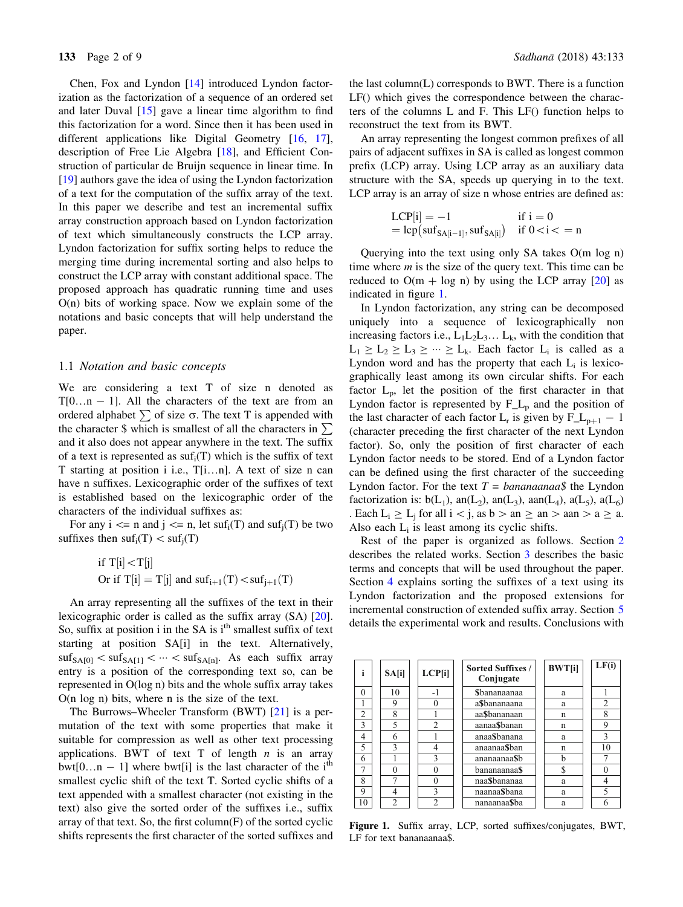Chen, Fox and Lyndon [14] introduced Lyndon factorization as the factorization of a sequence of an ordered set and later Duval [15] gave a linear time algorithm to find this factorization for a word. Since then it has been used in different applications like Digital Geometry [16, 17], description of Free Lie Algebra [18], and Efficient Construction of particular de Bruijn sequence in linear time. In [19] authors gave the idea of using the Lyndon factorization of a text for the computation of the suffix array of the text. In this paper we describe and test an incremental suffix array construction approach based on Lyndon factorization of text which simultaneously constructs the LCP array. Lyndon factorization for suffix sorting helps to reduce the merging time during incremental sorting and also helps to construct the LCP array with constant additional space. The proposed approach has quadratic running time and uses O(n) bits of working space. Now we explain some of the notations and basic concepts that will help understand the paper.

### 1.1 *Notation and basic concepts*

We are considering a text T of size n denoted as $T[0 \ldots n-1]$. All the characters of the text are from an ordered alphabet $\sum$ of size σ. The text T is appended with the character \$ which is smallest of all the characters in $\sum$ and it also does not appear anywhere in the text. The suffix of a text is represented as $suf_i(T)$ which is the suffix of text T starting at position i i.e., $T[i \ldots n]$. A text of size n can have n suffixes. Lexicographic order of the suffixes of text is established based on the lexicographic order of the characters of the individual suffixes as:

For any i <= n and j <= n, let $suf_i(T)$ and $suf_j(T)$ be two suffixes then $suf_i(T) < suf_j(T)$

$$\text{if } T[i] < T[j]$$
$$\text{Or if } T[i] = T[j] \text{ and } suf_{i+1}(T) < suf_{j+1}(T)$$

An array representing all the suffixes of the text in their lexicographic order is called as the suffix array (SA) [20]. So, suffix at position i in the SA is $i^{th}$ smallest suffix of text starting at position SA[i] in the text. Alternatively, $suf_{SA[0]} < suf_{SA[1]} < \cdots < suf_{SA[n]}$. As each suffix array entry is a position of the corresponding text so, can be represented in O(log n) bits and the whole suffix array takes O(n log n) bits, where n is the size of the text.

The Burrows–Wheeler Transform (BWT) [21] is a permutation of the text with some properties that make it suitable for compression as well as other text processing applications. BWT of text T of length *n* is an array $bwt[0 \ldots n-1]$ where bwt[i] is the last character of the $i^{th}$ smallest cyclic shift of the text T. Sorted cyclic shifts of a text appended with a smallest character (not existing in the text) also give the sorted order of the suffixes i.e., suffix array of that text. So, the first column(F) of the sorted cyclic shifts represents the first character of the sorted suffixes and the last column(L) corresponds to BWT. There is a function LF() which gives the correspondence between the characters of the columns L and F. This LF() function helps to reconstruct the text from its BWT.

An array representing the longest common prefixes of all pairs of adjacent suffixes in SA is called as longest common prefix (LCP) array. Using LCP array as an auxiliary data structure with the SA, speeds up querying in to the text. LCP array is an array of size n whose entries are defined as:

$$\begin{aligned} LCP[i] &= -1 && \text{if } i = 0 \\ &= lcp(suf_{SA[i-1]}, suf_{SA[i]}) && \text{if } 0 < i <= n \end{aligned}$$

Querying into the text using only SA takes O(m log n) time where *m* is the size of the query text. This time can be reduced to O(m + log n) by using the LCP array [20] as indicated in figure 1.

In Lyndon factorization, any string can be decomposed uniquely into a sequence of lexicographically non increasing factors i.e., $L_1 L_2 L_3 \ldots L_k$, with the condition that $L_1 \geq L_2 \geq L_3 \geq \cdots \geq L_k$. Each factor $L_i$ is called as a Lyndon word and has the property that each $L_i$ is lexicographically least among its own circular shifts. For each factor $L_p$, let the position of the first character in that Lyndon factor is represented by $F\_L_p$ and the position of the last character of each factor $L_r$ is given by $F\_L_{p+1} - 1$ (character preceding the first character of the next Lyndon factor). So, only the position of first character of each Lyndon factor needs to be stored. End of a Lyndon factor can be defined using the first character of the succeeding Lyndon factor. For the text *T = bananaanaaa\$* the Lyndon factorization is: b($L_1$), an($L_2$), an($L_3$), aan($L_4$), a($L_5$), a($L_6$) . Each $L_i \geq L_j$ for all i < j, as b > an ≥ an > aan > a ≥ a. Also each $L_i$ is least among its cyclic shifts.

Rest of the paper is organized as follows. Section 2 describes the related works. Section 3 describes the basic terms and concepts that will be used throughout the paper. Section 4 explains sorting the suffixes of a text using its Lyndon factorization and the proposed extensions for incremental construction of extended suffix array. Section 5 details the experimental work and results. Conclusions with

| i | SA[i] | LCP[i] | Sorted Suffixes / Conjugate | BWT[i] | LF(i) |
|---|---|---|---|---|---|
| 0 | 10 | -1 | \$bananaanaa | a | 1 |
| 1 | 9 | 0 | a\$bananaana | a | 2 |
| 2 | 8 | 1 | aa\$bananaan | n | 8 |
| 3 | 5 | 2 | aanaa\$banan | n | 9 |
| 4 | 6 | 1 | anaa\$banana | a | 3 |
| 5 | 3 | 4 | anaanaa\$ban | n | 10 |
| 6 | 1 | 3 | ananaanaa\$b | b | 7 |
| 7 | 0 | 0 | bananaanaa\$ | \$ | 0 |
| 8 | 7 | 0 | naa\$bananaa | a | 4 |
| 9 | 4 | 3 | naanaa\$bana | a | 5 |
| 10 | 2 | 2 | nanaanaa\$ba | a | 6 |

**Figure 1.** Suffix array, LCP, sorted suffixes/conjugates, BWT, LF for text bananaanaaa\$.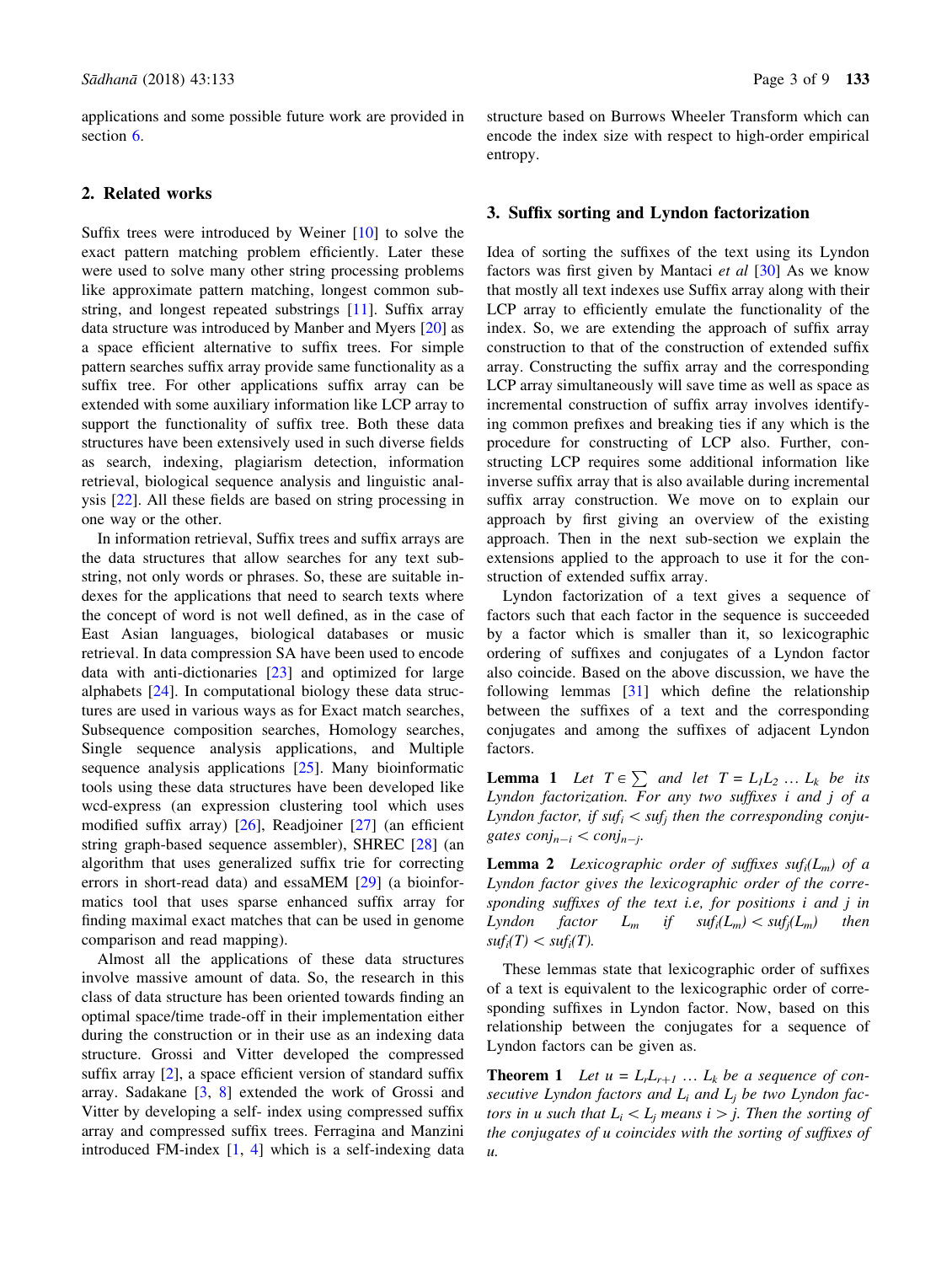applications and some possible future work are provided in section 6.

## 2. Related works

Suffix trees were introduced by Weiner [10] to solve the exact pattern matching problem efficiently. Later these were used to solve many other string processing problems like approximate pattern matching, longest common substring, and longest repeated substrings [11]. Suffix array data structure was introduced by Manber and Myers [20] as a space efficient alternative to suffix trees. For simple pattern searches suffix array provide same functionality as a suffix tree. For other applications suffix array can be extended with some auxiliary information like LCP array to support the functionality of suffix tree. Both these data structures have been extensively used in such diverse fields as search, indexing, plagiarism detection, information retrieval, biological sequence analysis and linguistic analysis [22]. All these fields are based on string processing in one way or the other.

In information retrieval, Suffix trees and suffix arrays are the data structures that allow searches for any text substring, not only words or phrases. So, these are suitable indexes for the applications that need to search texts where the concept of word is not well defined, as in the case of East Asian languages, biological databases or music retrieval. In data compression SA have been used to encode data with anti-dictionaries [23] and optimized for large alphabets [24]. In computational biology these data structures are used in various ways as for Exact match searches, Subsequence composition searches, Homology searches, Single sequence analysis applications, and Multiple sequence analysis applications [25]. Many bioinformatic tools using these data structures have been developed like wcd-express (an expression clustering tool which uses modified suffix array) [26], Readjoiner [27] (an efficient string graph-based sequence assembler), SHREC [28] (an algorithm that uses generalized suffix trie for correcting errors in short-read data) and essaMEM [29] (a bioinformatics tool that uses sparse enhanced suffix array for finding maximal exact matches that can be used in genome comparison and read mapping).

Almost all the applications of these data structures involve massive amount of data. So, the research in this class of data structure has been oriented towards finding an optimal space/time trade-off in their implementation either during the construction or in their use as an indexing data structure. Grossi and Vitter developed the compressed suffix array [2], a space efficient version of standard suffix array. Sadakane [3, 8] extended the work of Grossi and Vitter by developing a self- index using compressed suffix array and compressed suffix trees. Ferragina and Manzini introduced FM-index [1, 4] which is a self-indexing data structure based on Burrows Wheeler Transform which can encode the index size with respect to high-order empirical entropy.

## 3. Suffix sorting and Lyndon factorization

Idea of sorting the suffixes of the text using its Lyndon factors was first given by Mantaci *et al* [30] As we know that mostly all text indexes use Suffix array along with their LCP array to efficiently emulate the functionality of the index. So, we are extending the approach of suffix array construction to that of the construction of extended suffix array. Constructing the suffix array and the corresponding LCP array simultaneously will save time as well as space as incremental construction of suffix array involves identifying common prefixes and breaking ties if any which is the procedure for constructing of LCP also. Further, constructing LCP requires some additional information like inverse suffix array that is also available during incremental suffix array construction. We move on to explain our approach by first giving an overview of the existing approach. Then in the next sub-section we explain the extensions applied to the approach to use it for the construction of extended suffix array.

Lyndon factorization of a text gives a sequence of factors such that each factor in the sequence is succeeded by a factor which is smaller than it, so lexicographic ordering of suffixes and conjugates of a Lyndon factor also coincide. Based on the above discussion, we have the following lemmas [31] which define the relationship between the suffixes of the text and the corresponding conjugates and among the suffixes of adjacent Lyndon factors.

**Lemma 1** *Let $T \in \sum$ and let $T = L_1 L_2 \ldots L_k$ be its Lyndon factorization. For any two suffixes i and j of a Lyndon factor, if $suf_i < suf_j$ then the corresponding conjugates $conj_{n-i} < conj_{n-j}$.*

**Lemma 2** *Lexicographic order of suffixes $suf_i(L_m)$ of a Lyndon factor gives the lexicographic order of the corresponding suffixes of the text i.e, for positions i and j in Lyndon factor $L_m$ if $suf_i(L_m) < suf_j(L_m)$ then $suf_i(T) < suf_i(T)$.*

These lemmas state that lexicographic order of suffixes of a text is equivalent to the lexicographic order of corresponding suffixes in Lyndon factor. Now, based on this relationship between the conjugates for a sequence of Lyndon factors can be given as.

**Theorem 1** *Let $u = L_r L_{r+1} \ldots L_k$ be a sequence of consecutive Lyndon factors and $L_i$ and $L_j$ be two Lyndon factors in u such that $L_i < L_j$ means $i > j$. Then the sorting of the conjugates of u coincides with the sorting of suffixes of u.*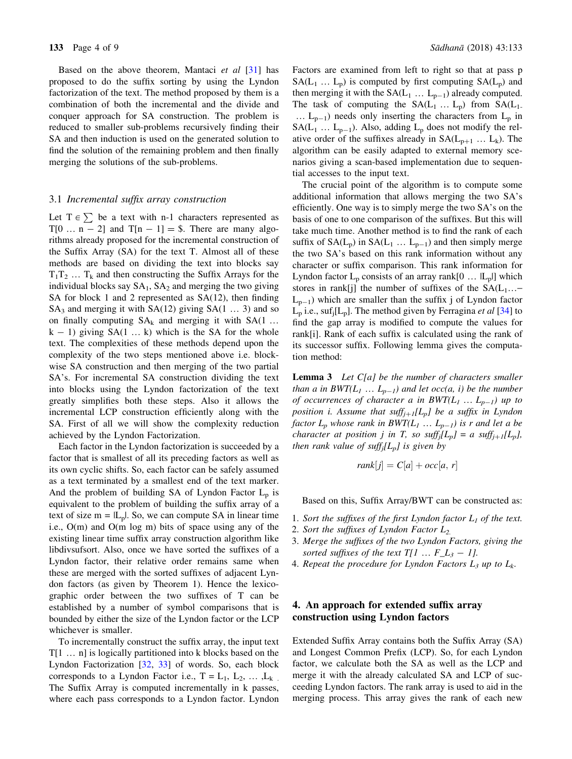Based on the above theorem, Mantaci *et al* [31] has proposed to do the suffix sorting by using the Lyndon factorization of the text. The method proposed by them is a combination of both the incremental and the divide and conquer approach for SA construction. The problem is reduced to smaller sub-problems recursively finding their SA and then induction is used on the generated solution to find the solution of the remaining problem and then finally merging the solutions of the sub-problems.

### 3.1 *Incremental suffix array construction*

Let $T \in \sum$ be a text with n-1 characters represented as $T[0 \ldots n-2]$ and $T[n-1] = \$$. There are many algorithms already proposed for the incremental construction of the Suffix Array (SA) for the text T. Almost all of these methods are based on dividing the text into blocks say $T_1 T_2 \ldots T_k$ and then constructing the Suffix Arrays for the individual blocks say $SA_1$, $SA_2$ and merging the two giving SA for block 1 and 2 represented as SA(12), then finding $SA_3$ and merging it with SA(12) giving SA($1 \ldots 3$) and so on finally computing $SA_k$ and merging it with SA($1 \ldots k-1$) giving SA($1 \ldots k$) which is the SA for the whole text. The complexities of these methods depend upon the complexity of the two steps mentioned above i.e. block-wise SA construction and then merging of the two partial SA's. For incremental SA construction dividing the text into blocks using the Lyndon factorization of the text greatly simplifies both these steps. Also it allows the incremental LCP construction efficiently along with the SA. First of all we will show the complexity reduction achieved by the Lyndon Factorization.

Each factor in the Lyndon factorization is succeeded by a factor that is smallest of all its preceding factors as well as its own cyclic shifts. So, each factor can be safely assumed as a text terminated by a smallest end of the text marker. And the problem of building SA of Lyndon Factor $L_p$ is equivalent to the problem of building the suffix array of a text of size $m = |L_p|$. So, we can compute SA in linear time i.e., O(m) and O(m log m) bits of space using any of the existing linear time suffix array construction algorithm like libdivsufsort. Also, once we have sorted the suffixes of a Lyndon factor, their relative order remains same when these are merged with the sorted suffixes of adjacent Lyndon factors (as given by Theorem 1). Hence the lexicographic order between the two suffixes of T can be established by a number of symbol comparisons that is bounded by either the size of the Lyndon factor or the LCP whichever is smaller.

To incrementally construct the suffix array, the input text $T[1 \ldots n]$ is logically partitioned into k blocks based on the Lyndon Factorization [32, 33] of words. So, each block corresponds to a Lyndon Factor i.e., $T = L_1, L_2, \ldots, L_k$. The Suffix Array is computed incrementally in k passes, where each pass corresponds to a Lyndon factor. Lyndon Factors are examined from left to right so that at pass p $SA(L_1 \ldots L_p)$ is computed by first computing $SA(L_p)$ and then merging it with the $SA(L_1 \ldots L_{p-1})$ already computed. The task of computing the $SA(L_1 \ldots L_p)$ from $SA(L_1 \ldots L_{p-1})$ needs only inserting the characters from $L_p$ in $SA(L_1 \ldots L_{p-1})$. Also, adding $L_p$ does not modify the relative order of the suffixes already in $SA(L_{p+1} \ldots L_k)$. The algorithm can be easily adapted to external memory scenarios giving a scan-based implementation due to sequential accesses to the input text.

The crucial point of the algorithm is to compute some additional information that allows merging the two SA's efficiently. One way is to simply merge the two SA's on the basis of one to one comparison of the suffixes. But this will take much time. Another method is to find the rank of each suffix of $SA(L_p)$ in $SA(L_1 \ldots L_{p-1})$ and then simply merge the two SA's based on this rank information without any character or suffix comparison. This rank information for Lyndon factor $L_p$ consists of an array rank$[0 \ldots |L_p|]$ which stores in rank[j] the number of suffixes of the $SA(L_1 \ldots L_{p-1})$ which are smaller than the suffix j of Lyndon factor $L_p$ i.e., $suf_j[L_p]$. The method given by Ferragina *et al* [34] to find the gap array is modified to compute the values for rank[i]. Rank of each suffix is calculated using the rank of its successor suffix. Following lemma gives the computation method:

**Lemma 3** *Let C[a] be the number of characters smaller than a in BWT($L_1 \ldots L_{p-1}$) and let occ(a, i) be the number of occurrences of character a in BWT($L_1 \ldots L_{p-1}$) up to position i. Assume that $suff_{j+1}[L_p]$ be a suffix in Lyndon factor $L_p$ whose rank in BWT($L_1 \ldots L_{p-1}$) is r and let a be character at position j in T, so $suff_j[L_p]$ = a $suff_{j+1}[L_p]$, then rank value of $suff_j[L_p]$ is given by*

$$rank[j] = C[a] + occ[a, r]$$

Based on this, Suffix Array/BWT can be constructed as:

1. *Sort the suffixes of the first Lyndon factor $L_1$ of the text.*
2. *Sort the suffixes of Lyndon Factor $L_2$.*
3. *Merge the suffixes of the two Lyndon Factors, giving the sorted suffixes of the text $T[1 \ldots F\_L_3 - 1]$.*
4. *Repeat the procedure for Lyndon Factors $L_3$ up to $L_k$.*

## 4. An approach for extended suffix array construction using Lyndon factors

Extended Suffix Array contains both the Suffix Array (SA) and Longest Common Prefix (LCP). So, for each Lyndon factor, we calculate both the SA as well as the LCP and merge it with the already calculated SA and LCP of succeeding Lyndon factors. The rank array is used to aid in the merging process. This array gives the rank of each new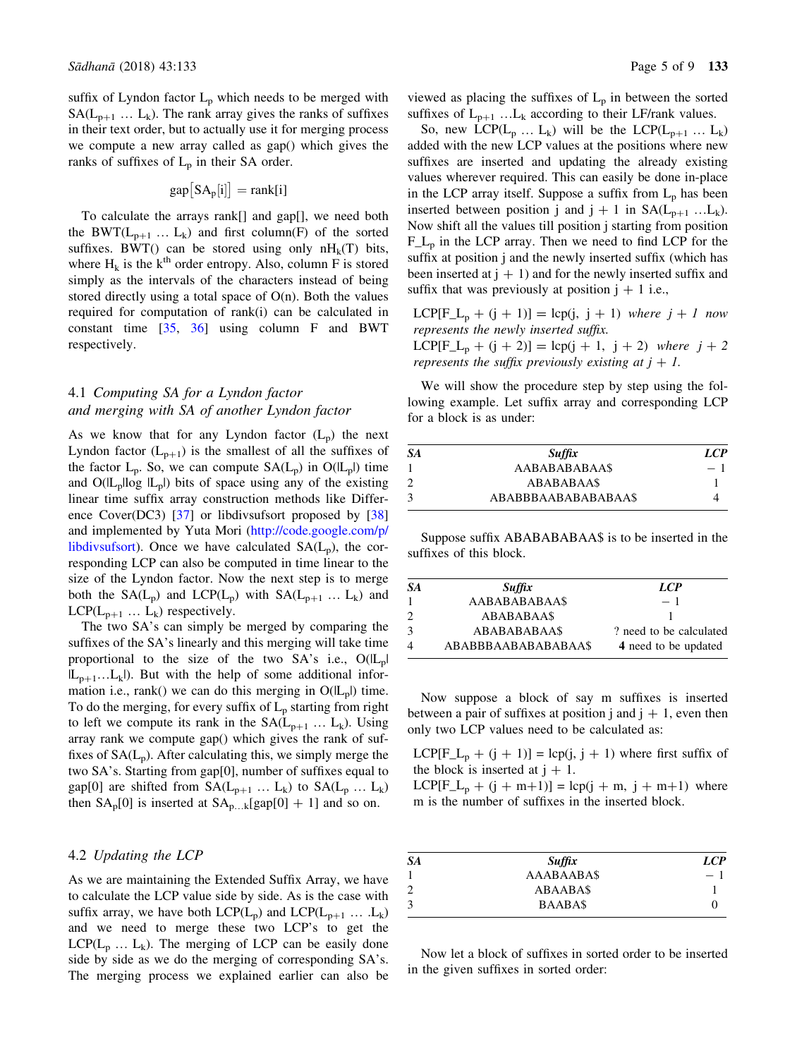suffix of Lyndon factor $L_p$ which needs to be merged with $SA(L_{p+1} \ldots L_k)$. The rank array gives the ranks of suffixes in their text order, but to actually use it for merging process we compute a new array called as gap() which gives the ranks of suffixes of $L_p$ in their SA order.

$$gap[SA_p[i]] = rank[i]$$

To calculate the arrays rank[] and gap[], we need both the $BWT(L_{p+1} \ldots L_k)$ and first column(F) of the sorted suffixes. BWT() can be stored using only $nH_k(T)$ bits, where $H_k$ is the $k^{th}$ order entropy. Also, column F is stored simply as the intervals of the characters instead of being stored directly using a total space of O(n). Both the values required for computation of rank(i) can be calculated in constant time [35, 36] using column F and BWT respectively.

### 4.1 *Computing SA for a Lyndon factor and merging with SA of another Lyndon factor*

As we know that for any Lyndon factor ($L_p$) the next Lyndon factor ($L_{p+1}$) is the smallest of all the suffixes of the factor $L_p$. So, we can compute $SA(L_p)$ in $O(|L_p|)$ time and $O(|L_p| \log |L_p|)$ bits of space using any of the existing linear time suffix construction methods like Difference Cover(DC3) [37] or libdivsufsort proposed by [38] and implemented by Yuta Mori (http://code.google.com/p/libdivsufsort). Once we have calculated $SA(L_p)$, the corresponding LCP can also be computed in time linear to the size of the Lyndon factor. Now the next step is to merge both the $SA(L_p)$ and $LCP(L_p)$ with $SA(L_{p+1} \ldots L_k)$ and $LCP(L_{p+1} \ldots L_k)$ respectively.

The two SA's can simply be merged by comparing the suffixes of the SA's linearly and this merging will take time proportional to the size of the two SA's i.e., $O(|L_p| |L_{p+1} \ldots L_k|)$. But with the help of some additional information i.e., rank() we can do this merging in $O(|L_p|)$ time. To do the merging, for every suffix of $L_p$ starting from right to left we compute its rank in the $SA(L_{p+1} \ldots L_k)$. Using array rank we compute gap() which gives the rank of suffixes of $SA(L_p)$. After calculating this, we simply merge the two SA's. Starting from gap[0], number of suffixes equal to gap[0] are shifted from $SA(L_{p+1} \ldots L_k)$ to $SA(L_p \ldots L_k)$ then $SA_p[0]$ is inserted at $SA_{p \ldots k}[gap[0] + 1]$ and so on.

### 4.2 *Updating the LCP*

As we are maintaining the Extended Suffix Array, we have to calculate the LCP value side by side. As is the case with suffix array, we have both $LCP(L_p)$ and $LCP(L_{p+1} \ldots .L_k)$ and we need to merge these two LCP's to get the $LCP(L_p \ldots L_k)$. The merging of LCP can be easily done side by side as we do the merging of corresponding SA's. The merging process we explained earlier can also be viewed as placing the suffixes of $L_p$ in between the sorted suffixes of $L_{p+1} \ldots L_k$ according to their LF/rank values.

So, new $LCP(L_p \ldots L_k)$ will be the $LCP(L_{p+1} \ldots L_k)$ added with the new LCP values at the positions where new suffixes are inserted and updating the already existing values wherever required. This can easily be done in-place in the LCP array itself. Suppose a suffix from $L_p$ has been inserted between position j and j + 1 in $SA(L_{p+1} \ldots L_k)$. Now shift all the values till position j starting from position $F\_L_p$ in the LCP array. Then we need to find LCP for the suffix at position j and the newly inserted suffix (which has been inserted at j + 1) and for the newly inserted suffix and suffix that was previously at position j + 1 i.e.,

$LCP[F\_L_p + (j + 1)] = lcp(j, j + 1)$ *where j + 1 now represents the newly inserted suffix.*
$LCP[F\_L_p + (j + 2)] = lcp(j + 1, j + 2)$ *where j + 2 represents the suffix previously existing at j + 1.*

We will show the procedure step by step using the following example. Let suffix array and corresponding LCP for a block is as under:

| *SA* | *Suffix* | *LCP* |
|---|---|---|
| 1 | AABABABABAA$ | − 1 |
| 2 | ABABABAA$ | 1 |
| 3 | ABABBBAABABABABAA$ | 4 |

Suppose suffix ABABABABAA$ is to be inserted in the suffixes of this block.

| *SA* | *Suffix* | *LCP* |
|---|---|---|
| 1 | AABABABABAA$ | − 1 |
| 2 | ABABABAA$ | 1 |
| 3 | ABABABABAA$ | ? need to be calculated |
| 4 | ABABBBAABABABABAA$ | **4** need to be updated |

Now suppose a block of say m suffixes is inserted between a pair of suffixes at position j and j + 1, even then only two LCP values need to be calculated as:

$LCP[F\_L_p + (j + 1)] = lcp(j, j + 1)$ where first suffix of the block is inserted at j + 1.
$LCP[F\_L_p + (j + m+1)] = lcp(j + m, j + m+1)$ where m is the number of suffixes in the inserted block.

| *SA* | *Suffix* | *LCP* |
|---|---|---|
| 1 | AAABAABA$ | − 1 |
| 2 | ABAABA$ | 1 |
| 3 | BAABA$ | 0 |

Now let a block of suffixes in sorted order to be inserted in the given suffixes in sorted order: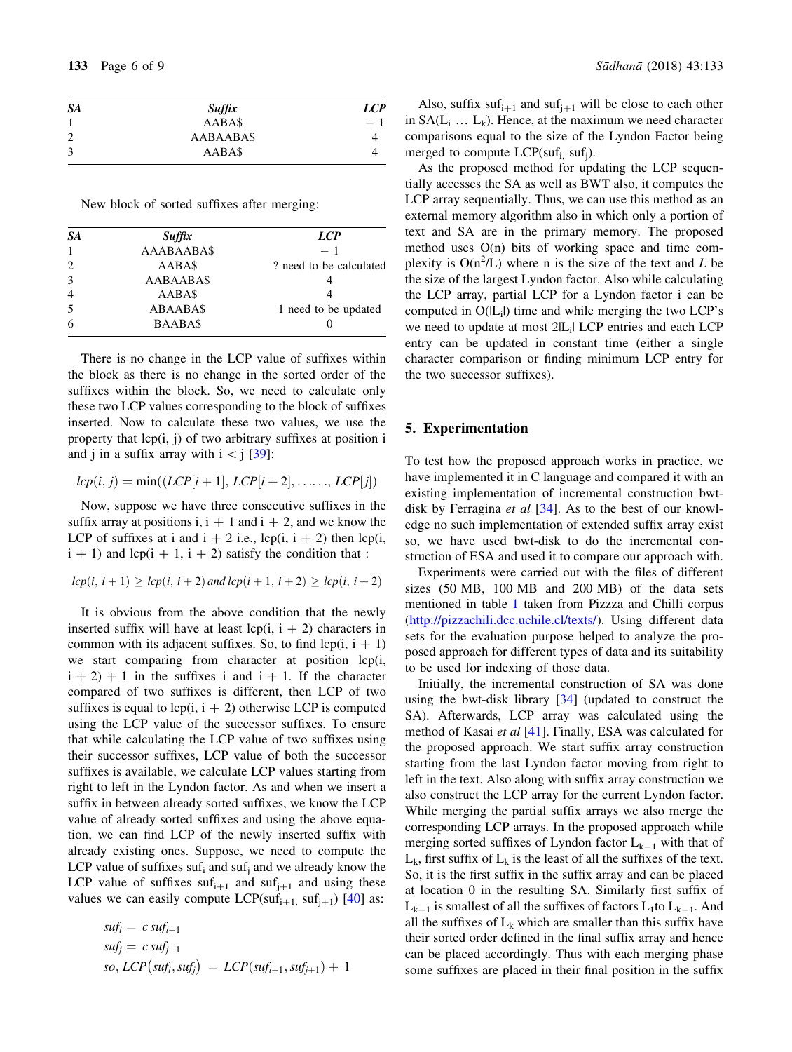| *SA* | *Suffix* | *LCP* |
|---|---|---|
| 1 | AABA$ | − 1 |
| 2 | AABAABA$ | 4 |
| 3 | AABA$ | 4 |

New block of sorted suffixes after merging:

| *SA* | *Suffix* | *LCP* |
|---|---|---|
| 1 | AAABAABA$ | − 1 |
| 2 | AABA$ | ? need to be calculated |
| 3 | AABAABA$ | 4 |
| 4 | AABA$ | 4 |
| 5 | ABAABA$ | 1 need to be updated |
| 6 | BAABA$ | 0 |

There is no change in the LCP value of suffixes within the block as there is no change in the sorted order of the suffixes within the block. So, we need to calculate only these two LCP values corresponding to the block of suffixes inserted. Now to calculate these two values, we use the property that lcp(i, j) of two arbitrary suffixes at position i and j in a suffix array with i < j [39]:

$$lcp(i, j) = \min((LCP[i+1], LCP[i+2], \ldots\ldots, LCP[j])$$

Now, suppose we have three consecutive suffixes in the suffix array at positions i, i + 1 and i + 2, and we know the LCP of suffixes at i and i + 2 i.e., lcp(i, i + 2) then lcp(i, i + 1) and lcp(i + 1, i + 2) satisfy the condition that :

$$lcp(i, i+1) \geq lcp(i, i+2) \; and \; lcp(i+1, i+2) \geq lcp(i, i+2)$$

It is obvious from the above condition that the newly inserted suffix will have at least lcp(i, i + 2) characters in common with its adjacent suffixes. So, to find lcp(i, i + 1) we start comparing from character at position lcp(i, i + 2) + 1 in the suffixes i and i + 1. If the character compared of two suffixes is different, then LCP of two suffixes is equal to lcp(i, i + 2) otherwise LCP is computed using the LCP value of the successor suffixes. To ensure that while calculating the LCP value of two suffixes using their successor suffixes, LCP value of both the successor suffixes is available, we calculate LCP values starting from right to left in the Lyndon factor. As and when we insert a suffix in between already sorted suffixes, we know the LCP value of already sorted suffixes and using the above equation, we can find LCP of the newly inserted suffix with already existing ones. Suppose, we need to compute the LCP value of suffixes $suf_i$ and $suf_j$ and we already know the LCP value of suffixes $suf_{i+1}$ and $suf_{j+1}$ and using these values we can easily compute LCP($suf_{i+1}$, $suf_{j+1}$) [40] as:

$$suf_i = c\,suf_{i+1}$$
$$suf_j = c\,suf_{j+1}$$
$$so, LCP\left(suf_i, suf_j\right) = LCP(suf_{i+1}, suf_{j+1}) + 1$$

Also, suffix $suf_{i+1}$ and $suf_{j+1}$ will be close to each other in SA($L_i \ldots L_k$). Hence, at the maximum we need character comparisons equal to the size of the Lyndon Factor being merged to compute LCP($suf_i$, $suf_j$).

As the proposed method for updating the LCP sequentially accesses the SA as well as BWT also, it computes the LCP array sequentially. Thus, we can use this method as an external memory algorithm also in which only a portion of text and SA are in the primary memory. The proposed method uses O(n) bits of working space and time complexity is $O(n^2/L)$ where n is the size of the text and *L* be the size of the largest Lyndon factor. Also while calculating the LCP array, partial LCP for a Lyndon factor i can be computed in $O(|L_i|)$ time and while merging the two LCP's we need to update at most $2|L_i|$ LCP entries and each LCP entry can be updated in constant time (either a single character comparison or finding minimum LCP entry for the two successor suffixes).

## 5. Experimentation

To test how the proposed approach works in practice, we have implemented it in C language and compared it with an existing implementation of incremental construction bwt-disk by Ferragina *et al* [34]. As to the best of our knowledge no such implementation of extended suffix array exist so, we have used bwt-disk to do the incremental construction of ESA and used it to compare our approach with.

Experiments were carried out with the files of different sizes (50 MB, 100 MB and 200 MB) of the data sets mentioned in table 1 taken from Pizzza and Chilli corpus (http://pizzachili.dcc.uchile.cl/texts/). Using different data sets for the evaluation purpose helped to analyze the proposed approach for different types of data and its suitability to be used for indexing of those data.

Initially, the incremental construction of SA was done using the bwt-disk library [34] (updated to construct the SA). Afterwards, LCP array was calculated using the method of Kasai *et al* [41]. Finally, ESA was calculated for the proposed approach. We start suffix array construction starting from the last Lyndon factor moving from right to left in the text. Also along with suffix array construction we also construct the LCP array for the current Lyndon factor. While merging the partial suffix arrays we also merge the corresponding LCP arrays. In the proposed approach while merging sorted suffixes of Lyndon factor $L_{k-1}$ with that of $L_k$, first suffix of $L_k$ is the least of all the suffixes of the text. So, it is the first suffix in the suffix array and can be placed at location 0 in the resulting SA. Similarly first suffix of $L_{k-1}$ is smallest of all the suffixes of factors $L_1$to $L_{k-1}$. And all the suffixes of $L_k$ which are smaller than this suffix have their sorted order defined in the final suffix array and hence can be placed accordingly. Thus with each merging phase some suffixes are placed in their final position in the suffix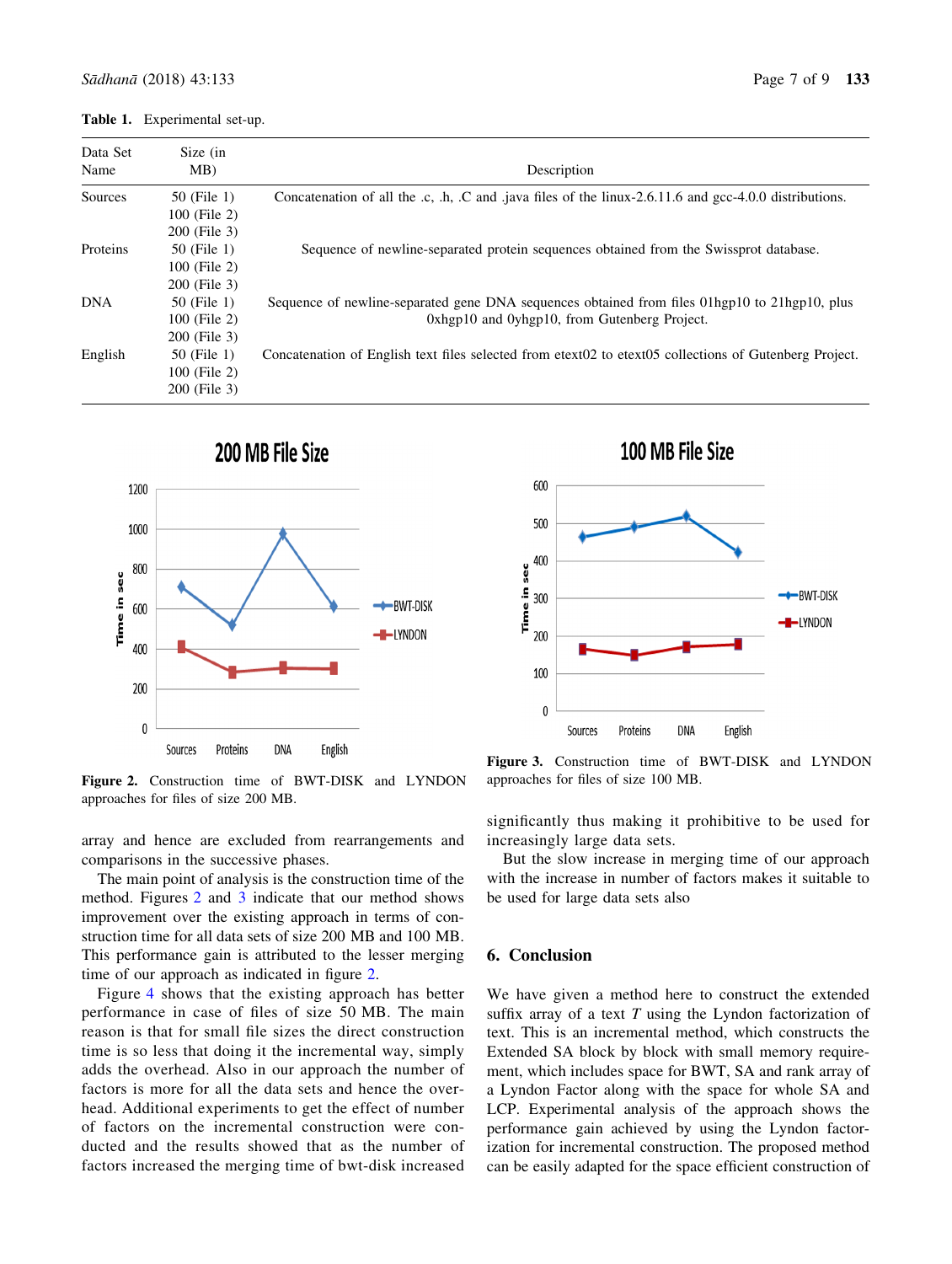**Table 1.** Experimental set-up.

| Data Set Name | Size (in MB) | Description |
|---|---|---|
| Sources | 50 (File 1)<br>100 (File 2)<br>200 (File 3) | Concatenation of all the .c, .h, .C and .java files of the linux-2.6.11.6 and gcc-4.0.0 distributions. |
| Proteins | 50 (File 1)<br>100 (File 2)<br>200 (File 3) | Sequence of newline-separated protein sequences obtained from the Swissprot database. |
| DNA | 50 (File 1)<br>100 (File 2)<br>200 (File 3) | Sequence of newline-separated gene DNA sequences obtained from files 01hgp10 to 21hgp10, plus 0xhgp10 and 0yhgp10, from Gutenberg Project. |
| English | 50 (File 1)<br>100 (File 2)<br>200 (File 3) | Concatenation of English text files selected from etext02 to etext05 collections of Gutenberg Project. |

**Figure 2.** Construction time of BWT-DISK and LYNDON approaches for files of size 200 MB.

**Figure 3.** Construction time of BWT-DISK and LYNDON approaches for files of size 100 MB.

array and hence are excluded from rearrangements and comparisons in the successive phases.

The main point of analysis is the construction time of the method. Figures 2 and 3 indicate that our method shows improvement over the existing approach in terms of construction time for all data sets of size 200 MB and 100 MB. This performance gain is attributed to the lesser merging time of our approach as indicated in figure 2.

Figure 4 shows that the existing approach has better performance in case of files of size 50 MB. The main reason is that for small file sizes the direct construction time is so less that doing it the incremental way, simply adds the overhead. Also in our approach the number of factors is more for all the data sets and hence the overhead. Additional experiments to get the effect of number of factors on the incremental construction were conducted and the results showed that as the number of factors increased the merging time of bwt-disk increased significantly thus making it prohibitive to be used for increasingly large data sets.

But the slow increase in merging time of our approach with the increase in number of factors makes it suitable to be used for large data sets also

## 6. Conclusion

We have given a method here to construct the extended suffix array of a text $T$ using the Lyndon factorization of text. This is an incremental method, which constructs the Extended SA block by block with small memory requirement, which includes space for BWT, SA and rank array of a Lyndon Factor along with the space for whole SA and LCP. Experimental analysis of the approach shows the performance gain achieved by using the Lyndon factorization for incremental construction. The proposed method can be easily adapted for the space efficient construction of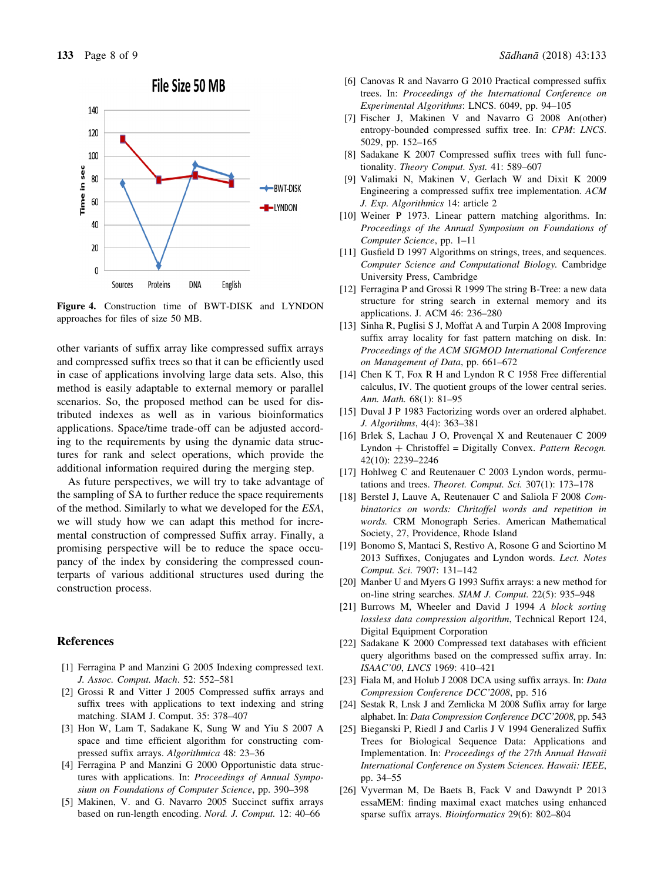**Figure 4.** Construction time of BWT-DISK and LYNDON approaches for files of size 50 MB.

other variants of suffix array like compressed suffix arrays and compressed suffix trees so that it can be efficiently used in case of applications involving large data sets. Also, this method is easily adaptable to external memory or parallel scenarios. So, the proposed method can be used for distributed indexes as well as in various bioinformatics applications. Space/time trade-off can be adjusted according to the requirements by using the dynamic data structures for rank and select operations, which provide the additional information required during the merging step.

As future perspectives, we will try to take advantage of the sampling of SA to further reduce the space requirements of the method. Similarly to what we developed for the *ESA*, we will study how we can adapt this method for incremental construction of compressed Suffix array. Finally, a promising perspective will be to reduce the space occupancy of the index by considering the compressed counterparts of various additional structures used during the construction process.

## References

[1] Ferragina P and Manzini G 2005 Indexing compressed text. *J. Assoc. Comput. Mach*. 52: 552–581

[2] Grossi R and Vitter J 2005 Compressed suffix arrays and suffix trees with applications to text indexing and string matching. SIAM J. Comput. 35: 378–407

[3] Hon W, Lam T, Sadakane K, Sung W and Yiu S 2007 A space and time efficient algorithm for constructing compressed suffix arrays. *Algorithmica* 48: 23–36

[4] Ferragina P and Manzini G 2000 Opportunistic data structures with applications. In: *Proceedings of Annual Symposium on Foundations of Computer Science*, pp. 390–398

[5] Makinen, V. and G. Navarro 2005 Succinct suffix arrays based on run-length encoding. *Nord. J. Comput.* 12: 40–66

[6] Canovas R and Navarro G 2010 Practical compressed suffix trees. In: *Proceedings of the International Conference on Experimental Algorithms*: LNCS. 6049, pp. 94–105

[7] Fischer J, Makinen V and Navarro G 2008 An(other) entropy-bounded compressed suffix tree. In: *CPM*: *LNCS*. 5029, pp. 152–165

[8] Sadakane K 2007 Compressed suffix trees with full functionality. *Theory Comput. Syst.* 41: 589–607

[9] Valimaki N, Makinen V, Gerlach W and Dixit K 2009 Engineering a compressed suffix tree implementation. *ACM J. Exp. Algorithmics* 14: article 2

[10] Weiner P 1973. Linear pattern matching algorithms. In: *Proceedings of the Annual Symposium on Foundations of Computer Science*, pp. 1–11

[11] Gusfield D 1997 Algorithms on strings, trees, and sequences. *Computer Science and Computational Biology.* Cambridge University Press, Cambridge

[12] Ferragina P and Grossi R 1999 The string B-Tree: a new data structure for string search in external memory and its applications. J. ACM 46: 236–280

[13] Sinha R, Puglisi S J, Moffat A and Turpin A 2008 Improving suffix array locality for fast pattern matching on disk. In: *Proceedings of the ACM SIGMOD International Conference on Management of Data*, pp. 661–672

[14] Chen K T, Fox R H and Lyndon R C 1958 Free differential calculus, IV. The quotient groups of the lower central series. *Ann. Math.* 68(1): 81–95

[15] Duval J P 1983 Factorizing words over an ordered alphabet. *J. Algorithms*, 4(4): 363–381

[16] Brlek S, Lachau J O, Provençal X and Reutenauer C 2009 Lyndon + Christoffel = Digitally Convex. *Pattern Recogn.* 42(10): 2239–2246

[17] Hohlweg C and Reutenauer C 2003 Lyndon words, permutations and trees. *Theoret. Comput. Sci.* 307(1): 173–178

[18] Berstel J, Lauve A, Reutenauer C and Saliola F 2008 *Combinatorics on words: Chritoffel words and repetition in words.* CRM Monograph Series. American Mathematical Society, 27, Providence, Rhode Island

[19] Bonomo S, Mantaci S, Restivo A, Rosone G and Sciortino M 2013 Suffixes, Conjugates and Lyndon words. *Lect. Notes Comput. Sci.* 7907: 131–142

[20] Manber U and Myers G 1993 Suffix arrays: a new method for on-line string searches. *SIAM J. Comput.* 22(5): 935–948

[21] Burrows M, Wheeler and David J 1994 *A block sorting lossless data compression algorithm*, Technical Report 124, Digital Equipment Corporation

[22] Sadakane K 2000 Compressed text databases with efficient query algorithms based on the compressed suffix array. In: *ISAAC'00*, *LNCS* 1969: 410–421

[23] Fiala M, and Holub J 2008 DCA using suffix arrays. In: *Data Compression Conference DCC'2008*, pp. 516

[24] Sestak R, Lnsk J and Zemlicka M 2008 Suffix array for large alphabet. In: *Data Compression Conference DCC'2008*, pp. 543

[25] Bieganski P, Riedl J and Carlis J V 1994 Generalized Suffix Trees for Biological Sequence Data: Applications and Implementation. In: *Proceedings of the 27th Annual Hawaii International Conference on System Sciences. Hawaii: IEEE*, pp. 34–55

[26] Vyverman M, De Baets B, Fack V and Dawyndt P 2013 essaMEM: finding maximal exact matches using enhanced sparse suffix arrays. *Bioinformatics* 29(6): 802–804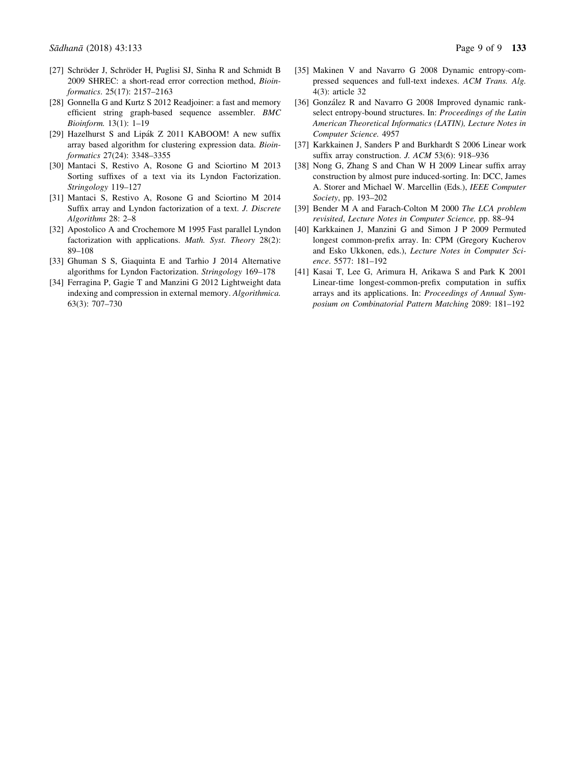[27] Schröder J, Schröder H, Puglisi SJ, Sinha R and Schmidt B 2009 SHREC: a short-read error correction method, *Bioinformatics*. 25(17): 2157–2163

[28] Gonnella G and Kurtz S 2012 Readjoiner: a fast and memory efficient string graph-based sequence assembler. *BMC Bioinform.* 13(1): 1–19

[29] Hazelhurst S and Lipák Z 2011 KABOOM! A new suffix array based algorithm for clustering expression data. *Bioinformatics* 27(24): 3348–3355

[30] Mantaci S, Restivo A, Rosone G and Sciortino M 2013 Sorting suffixes of a text via its Lyndon Factorization. *Stringology* 119–127

[31] Mantaci S, Restivo A, Rosone G and Sciortino M 2014 Suffix array and Lyndon factorization of a text. *J. Discrete Algorithms* 28: 2–8

[32] Apostolico A and Crochemore M 1995 Fast parallel Lyndon factorization with applications. *Math. Syst. Theory* 28(2): 89–108

[33] Ghuman S S, Giaquinta E and Tarhio J 2014 Alternative algorithms for Lyndon Factorization. *Stringology* 169–178

[34] Ferragina P, Gagie T and Manzini G 2012 Lightweight data indexing and compression in external memory. *Algorithmica.* 63(3): 707–730

[35] Makinen V and Navarro G 2008 Dynamic entropy-compressed sequences and full-text indexes. *ACM Trans. Alg.* 4(3): article 32

[36] González R and Navarro G 2008 Improved dynamic rank-select entropy-bound structures. In: *Proceedings of the Latin American Theoretical Informatics (LATIN), Lecture Notes in Computer Science.* 4957

[37] Karkkainen J, Sanders P and Burkhardt S 2006 Linear work suffix array construction. *J. ACM* 53(6): 918–936

[38] Nong G, Zhang S and Chan W H 2009 Linear suffix array construction by almost pure induced-sorting. In: DCC, James A. Storer and Michael W. Marcellin (Eds.), *IEEE Computer Society*, pp. 193–202

[39] Bender M A and Farach-Colton M 2000 *The LCA problem revisited*, *Lecture Notes in Computer Science,* pp. 88–94

[40] Karkkainen J, Manzini G and Simon J P 2009 Permuted longest common-prefix array. In: CPM (Gregory Kucherov and Esko Ukkonen, eds.), *Lecture Notes in Computer Science*. 5577: 181–192

[41] Kasai T, Lee G, Arimura H, Arikawa S and Park K 2001 Linear-time longest-common-prefix computation in suffix arrays and its applications. In: *Proceedings of Annual Symposium on Combinatorial Pattern Matching* 2089: 181–192